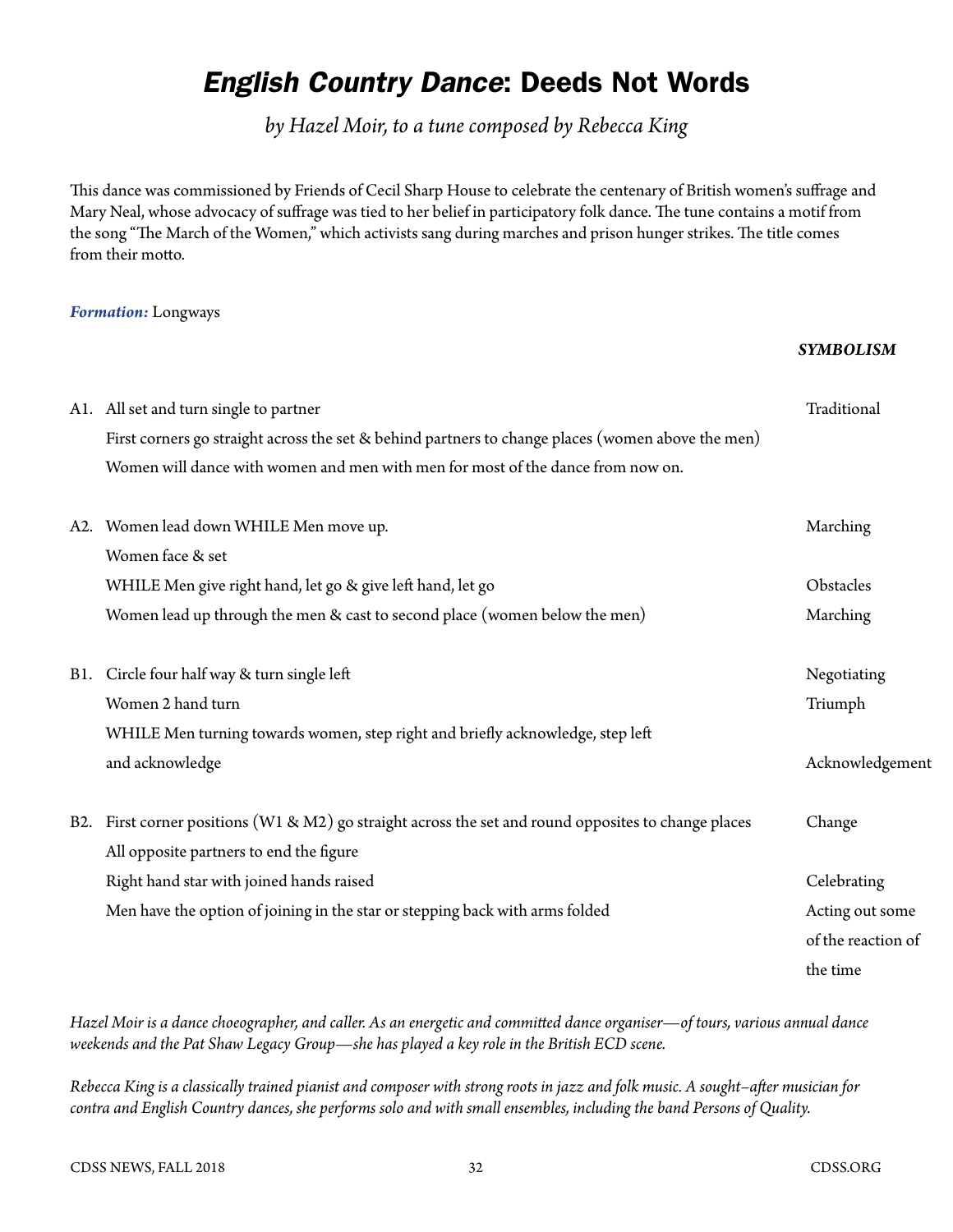# *English Country Dance*: Deeds Not Words

*by Hazel Moir, to a tune composed by Rebecca King*

This dance was commissioned by Friends of Cecil Sharp House to celebrate the centenary of British women's suffrage and Mary Neal, whose advocacy of suffrage was tied to her belief in participatory folk dance. The tune contains a motif from the song "The March of the Women," which activists sang during marches and prison hunger strikes. The title comes from their motto.

***Formation:*** Longways

| | | ***SYMBOLISM*** |
|---|---|---|
| A1. | All set and turn single to partner | Traditional |
| | First corners go straight across the set & behind partners to change places (women above the men) | |
| | Women will dance with women and men with men for most of the dance from now on. | |
| A2. | Women lead down WHILE Men move up. | Marching |
| | Women face & set | |
| | WHILE Men give right hand, let go & give left hand, let go | Obstacles |
| | Women lead up through the men & cast to second place (women below the men) | Marching |
| B1. | Circle four half way & turn single left | Negotiating |
| | Women 2 hand turn | Triumph |
| | WHILE Men turning towards women, step right and briefly acknowledge, step left and acknowledge | Acknowledgement |
| B2. | First corner positions (W1 & M2) go straight across the set and round opposites to change places | Change |
| | All opposite partners to end the figure | |
| | Right hand star with joined hands raised | Celebrating |
| | Men have the option of joining in the star or stepping back with arms folded | Acting out some of the reaction of the time |

*Hazel Moir is a dance choeographer, and caller. As an energetic and committed dance organiser—of tours, various annual dance weekends and the Pat Shaw Legacy Group—she has played a key role in the British ECD scene.*

*Rebecca King is a classically trained pianist and composer with strong roots in jazz and folk music. A sought–after musician for contra and English Country dances, she performs solo and with small ensembles, including the band Persons of Quality.*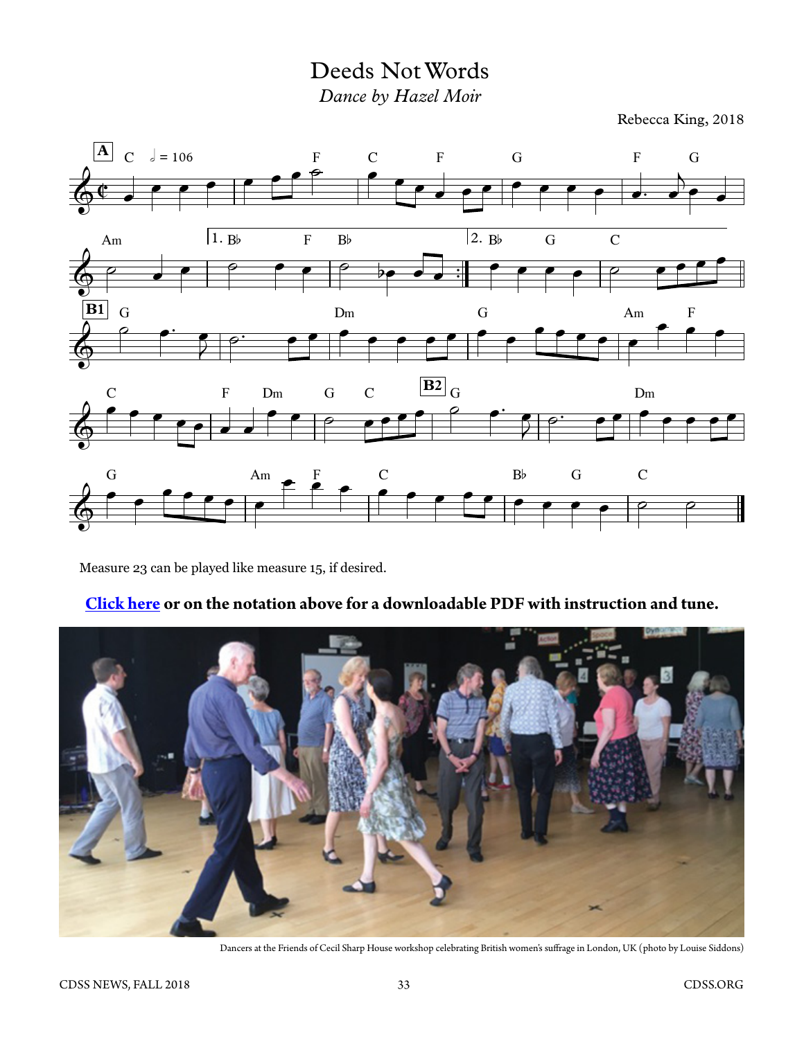# Deeds Not Words

*Dance by Hazel Moir*

Rebecca King, 2018

Measure 23 can be played like measure 15, if desired.

**Click here or on the notation above for a downloadable PDF with instruction and tune.**

Dancers at the Friends of Cecil Sharp House workshop celebrating British women's suffrage in London, UK (photo by Louise Siddons)